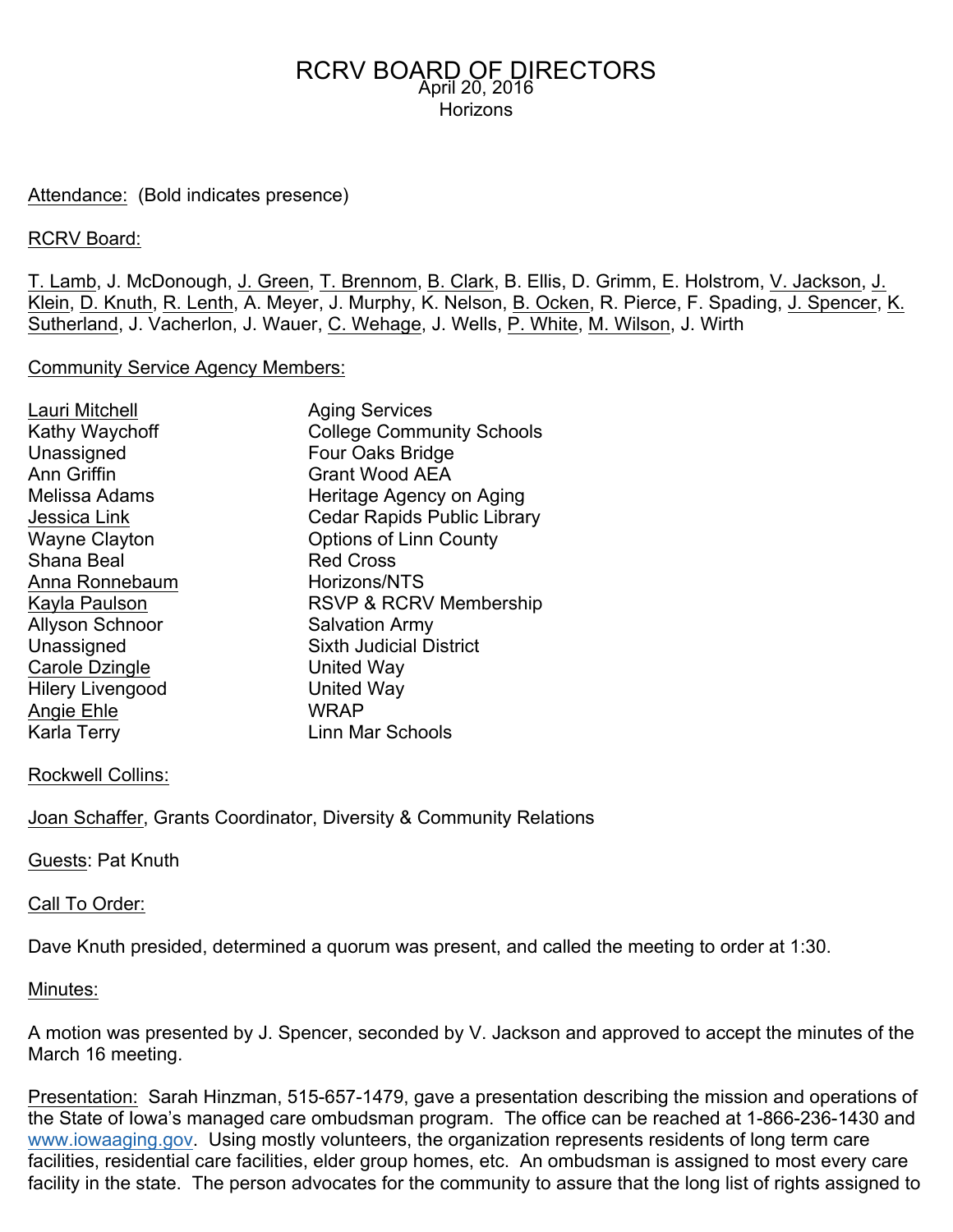# RCRV BOARD OF DIRECTORS

April 20, 2016

Horizons

Attendance: (Bold indicates presence)

RCRV Board:

T. Lamb, J. McDonough, J. Green, T. Brennom, B. Clark, B. Ellis, D. Grimm, E. Holstrom, V. Jackson, J. Klein, D. Knuth, R. Lenth, A. Meyer, J. Murphy, K. Nelson, B. Ocken, R. Pierce, F. Spading, J. Spencer, K. Sutherland, J. Vacherlon, J. Wauer, C. Wehage, J. Wells, P. White, M. Wilson, J. Wirth

Community Service Agency Members:

| | |
|---|---|
| Lauri Mitchell | Aging Services |
| Kathy Waychoff | College Community Schools |
| Unassigned | Four Oaks Bridge |
| Ann Griffin | Grant Wood AEA |
| Melissa Adams | Heritage Agency on Aging |
| Jessica Link | Cedar Rapids Public Library |
| Wayne Clayton | Options of Linn County |
| Shana Beal | Red Cross |
| Anna Ronnebaum | Horizons/NTS |
| Kayla Paulson | RSVP & RCRV Membership |
| Allyson Schnoor | Salvation Army |
| Unassigned | Sixth Judicial District |
| Carole Dzingle | United Way |
| Hilery Livengood | United Way |
| Angie Ehle | WRAP |
| Karla Terry | Linn Mar Schools |

Rockwell Collins:

Joan Schaffer, Grants Coordinator, Diversity & Community Relations

Guests: Pat Knuth

Call To Order:

Dave Knuth presided, determined a quorum was present, and called the meeting to order at 1:30.

Minutes:

A motion was presented by J. Spencer, seconded by V. Jackson and approved to accept the minutes of the March 16 meeting.

Presentation: Sarah Hinzman, 515-657-1479, gave a presentation describing the mission and operations of the State of Iowa's managed care ombudsman program. The office can be reached at 1-866-236-1430 and www.iowaaging.gov. Using mostly volunteers, the organization represents residents of long term care facilities, residential care facilities, elder group homes, etc. An ombudsman is assigned to most every care facility in the state. The person advocates for the community to assure that the long list of rights assigned to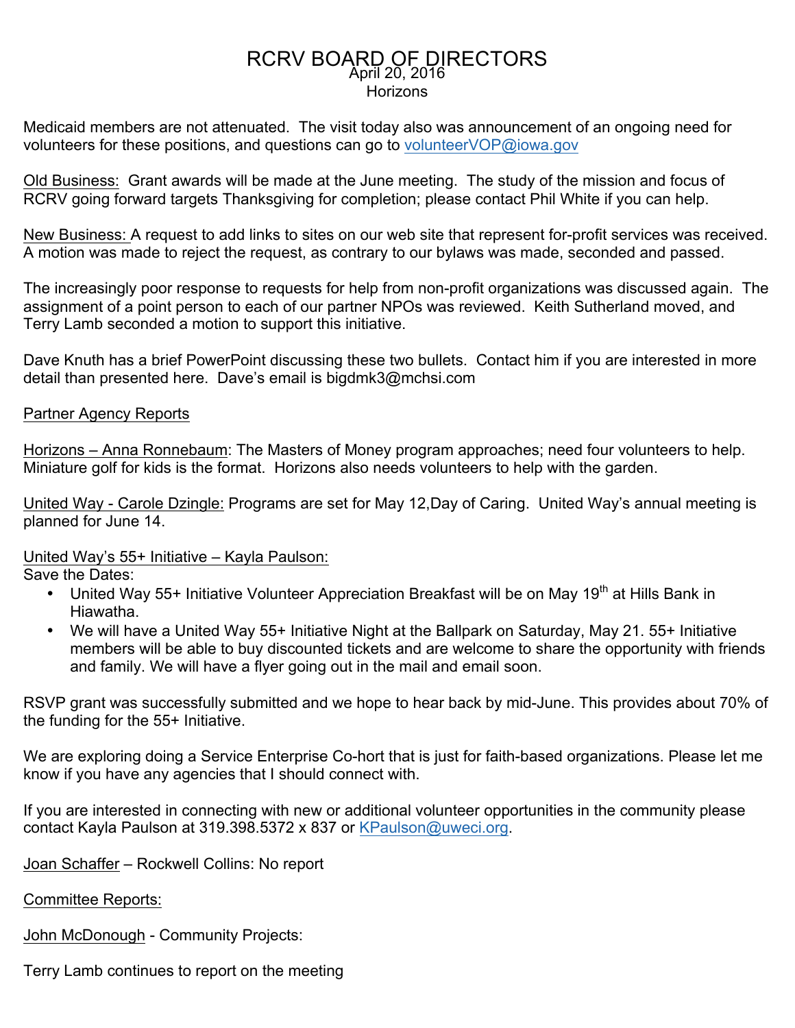# RCRV BOARD OF DIRECTORS

April 20, 2016
Horizons

Medicaid members are not attenuated. The visit today also was announcement of an ongoing need for volunteers for these positions, and questions can go to volunteerVOP@iowa.gov

Old Business: Grant awards will be made at the June meeting. The study of the mission and focus of RCRV going forward targets Thanksgiving for completion; please contact Phil White if you can help.

New Business: A request to add links to sites on our web site that represent for-profit services was received. A motion was made to reject the request, as contrary to our bylaws was made, seconded and passed.

The increasingly poor response to requests for help from non-profit organizations was discussed again. The assignment of a point person to each of our partner NPOs was reviewed. Keith Sutherland moved, and Terry Lamb seconded a motion to support this initiative.

Dave Knuth has a brief PowerPoint discussing these two bullets. Contact him if you are interested in more detail than presented here. Dave's email is bigdmk3@mchsi.com

Partner Agency Reports

Horizons – Anna Ronnebaum: The Masters of Money program approaches; need four volunteers to help. Miniature golf for kids is the format. Horizons also needs volunteers to help with the garden.

United Way - Carole Dzingle: Programs are set for May 12,Day of Caring. United Way's annual meeting is planned for June 14.

United Way's 55+ Initiative – Kayla Paulson:
Save the Dates:

- United Way 55+ Initiative Volunteer Appreciation Breakfast will be on May 19th at Hills Bank in Hiawatha.
- We will have a United Way 55+ Initiative Night at the Ballpark on Saturday, May 21. 55+ Initiative members will be able to buy discounted tickets and are welcome to share the opportunity with friends and family. We will have a flyer going out in the mail and email soon.

RSVP grant was successfully submitted and we hope to hear back by mid-June. This provides about 70% of the funding for the 55+ Initiative.

We are exploring doing a Service Enterprise Co-hort that is just for faith-based organizations. Please let me know if you have any agencies that I should connect with.

If you are interested in connecting with new or additional volunteer opportunities in the community please contact Kayla Paulson at 319.398.5372 x 837 or KPaulson@uweci.org.

Joan Schaffer – Rockwell Collins: No report

Committee Reports:

John McDonough - Community Projects:

Terry Lamb continues to report on the meeting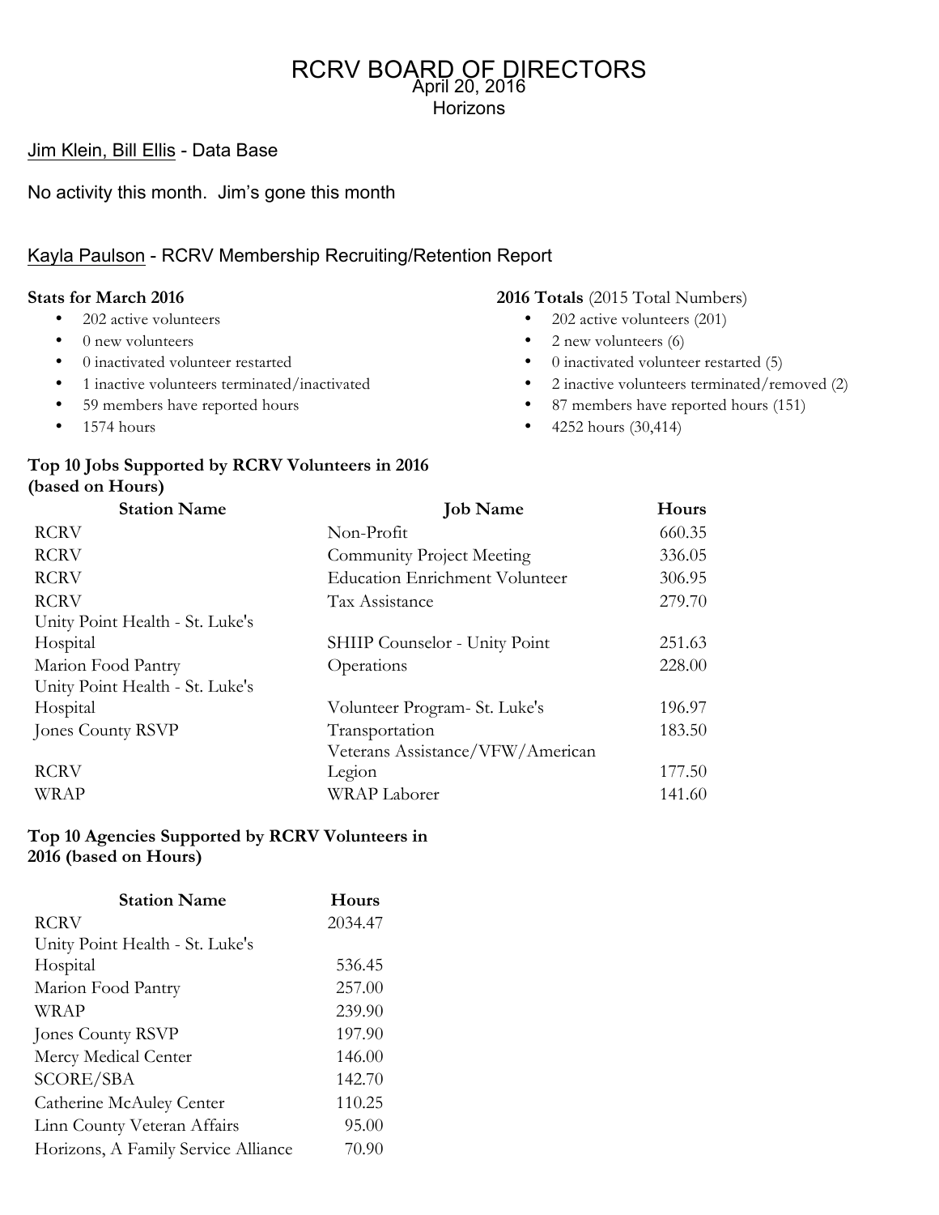# RCRV BOARD OF DIRECTORS

April 20, 2016
Horizons

<u>Jim Klein, Bill Ellis</u> - Data Base

No activity this month. Jim's gone this month

<u>Kayla Paulson</u> - RCRV Membership Recruiting/Retention Report

**Stats for March 2016**

- 202 active volunteers
- 0 new volunteers
- 0 inactivated volunteer restarted
- 1 inactive volunteers terminated/inactivated
- 59 members have reported hours
- 1574 hours

**2016 Totals** (2015 Total Numbers)

- 202 active volunteers (201)
- 2 new volunteers (6)
- 0 inactivated volunteer restarted (5)
- 2 inactive volunteers terminated/removed (2)
- 87 members have reported hours (151)
- 4252 hours (30,414)

**Top 10 Jobs Supported by RCRV Volunteers in 2016 (based on Hours)**

| Station Name | Job Name | Hours |
|---|---|---|
| RCRV | Non-Profit | 660.35 |
| RCRV | Community Project Meeting | 336.05 |
| RCRV | Education Enrichment Volunteer | 306.95 |
| RCRV | Tax Assistance | 279.70 |
| Unity Point Health - St. Luke's Hospital | SHIIP Counselor - Unity Point | 251.63 |
| Marion Food Pantry | Operations | 228.00 |
| Unity Point Health - St. Luke's Hospital | Volunteer Program- St. Luke's | 196.97 |
| Jones County RSVP | Transportation | 183.50 |
| RCRV | Veterans Assistance/VFW/American Legion | 177.50 |
| WRAP | WRAP Laborer | 141.60 |

**Top 10 Agencies Supported by RCRV Volunteers in 2016 (based on Hours)**

| Station Name | Hours |
|---|---|
| RCRV | 2034.47 |
| Unity Point Health - St. Luke's Hospital | 536.45 |
| Marion Food Pantry | 257.00 |
| WRAP | 239.90 |
| Jones County RSVP | 197.90 |
| Mercy Medical Center | 146.00 |
| SCORE/SBA | 142.70 |
| Catherine McAuley Center | 110.25 |
| Linn County Veteran Affairs | 95.00 |
| Horizons, A Family Service Alliance | 70.90 |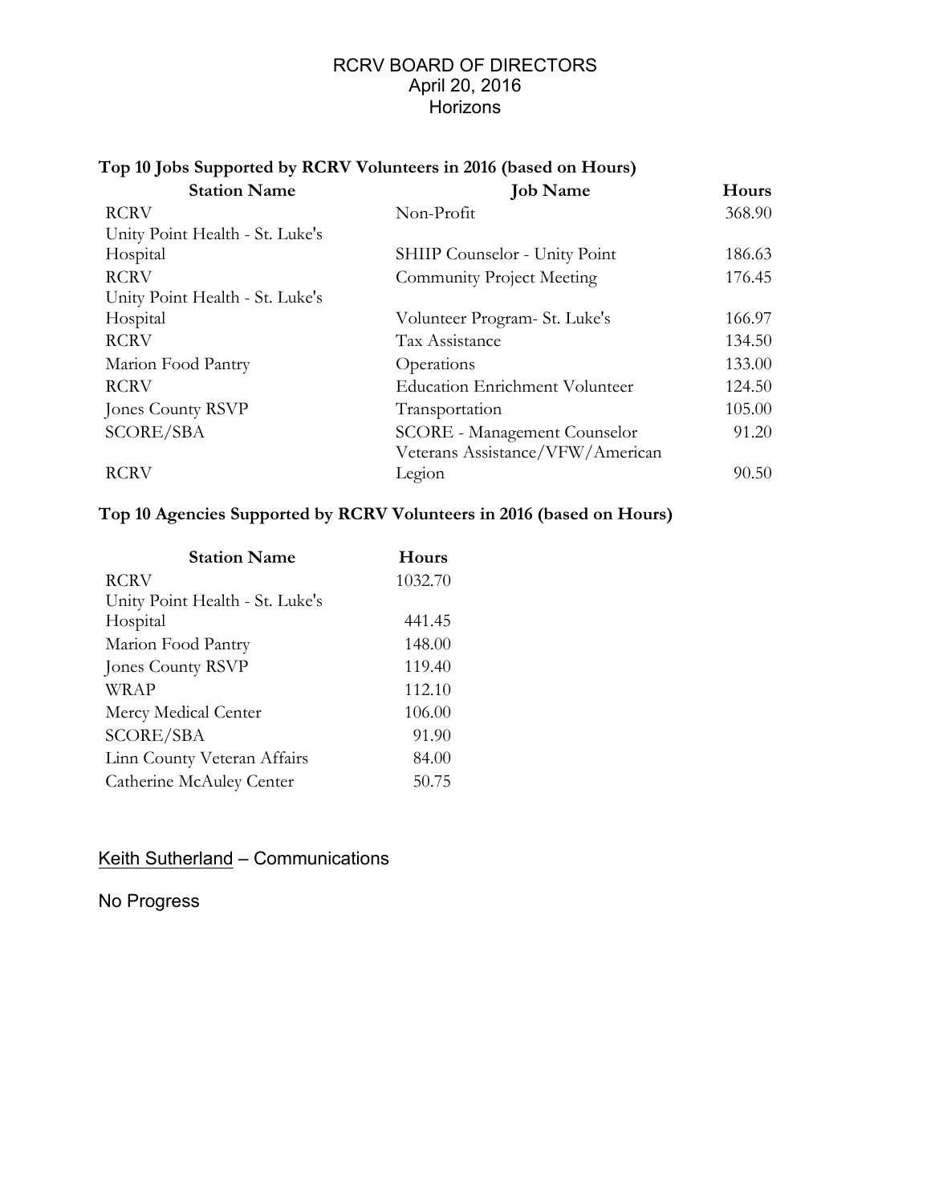RCRV BOARD OF DIRECTORS
April 20, 2016
Horizons

**Top 10 Jobs Supported by RCRV Volunteers in 2016 (based on Hours)**

| Station Name | Job Name | Hours |
|---|---|---|
| RCRV | Non-Profit | 368.90 |
| Unity Point Health - St. Luke's Hospital | SHIIP Counselor - Unity Point | 186.63 |
| RCRV | Community Project Meeting | 176.45 |
| Unity Point Health - St. Luke's Hospital | Volunteer Program- St. Luke's | 166.97 |
| RCRV | Tax Assistance | 134.50 |
| Marion Food Pantry | Operations | 133.00 |
| RCRV | Education Enrichment Volunteer | 124.50 |
| Jones County RSVP | Transportation | 105.00 |
| SCORE/SBA | SCORE - Management Counselor | 91.20 |
| RCRV | Veterans Assistance/VFW/American Legion | 90.50 |

**Top 10 Agencies Supported by RCRV Volunteers in 2016 (based on Hours)**

| Station Name | Hours |
|---|---|
| RCRV | 1032.70 |
| Unity Point Health - St. Luke's Hospital | 441.45 |
| Marion Food Pantry | 148.00 |
| Jones County RSVP | 119.40 |
| WRAP | 112.10 |
| Mercy Medical Center | 106.00 |
| SCORE/SBA | 91.90 |
| Linn County Veteran Affairs | 84.00 |
| Catherine McAuley Center | 50.75 |

Keith Sutherland – Communications

No Progress